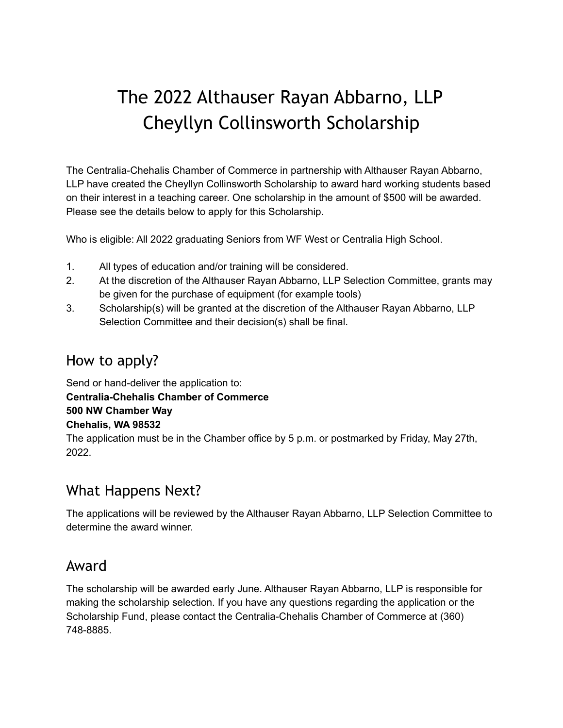# The 2022 Althauser Rayan Abbarno, LLP Cheyllyn Collinsworth Scholarship

The Centralia-Chehalis Chamber of Commerce in partnership with Althauser Rayan Abbarno, LLP have created the Cheyllyn Collinsworth Scholarship to award hard working students based on their interest in a teaching career. One scholarship in the amount of $500 will be awarded. Please see the details below to apply for this Scholarship.

Who is eligible: All 2022 graduating Seniors from WF West or Centralia High School.

1. All types of education and/or training will be considered.
2. At the discretion of the Althauser Rayan Abbarno, LLP Selection Committee, grants may be given for the purchase of equipment (for example tools)
3. Scholarship(s) will be granted at the discretion of the Althauser Rayan Abbarno, LLP Selection Committee and their decision(s) shall be final.

## How to apply?

Send or hand-deliver the application to:
**Centralia-Chehalis Chamber of Commerce**
**500 NW Chamber Way**
**Chehalis, WA 98532**
The application must be in the Chamber office by 5 p.m. or postmarked by Friday, May 27th, 2022.

## What Happens Next?

The applications will be reviewed by the Althauser Rayan Abbarno, LLP Selection Committee to determine the award winner.

## Award

The scholarship will be awarded early June. Althauser Rayan Abbarno, LLP is responsible for making the scholarship selection. If you have any questions regarding the application or the Scholarship Fund, please contact the Centralia-Chehalis Chamber of Commerce at (360) 748-8885.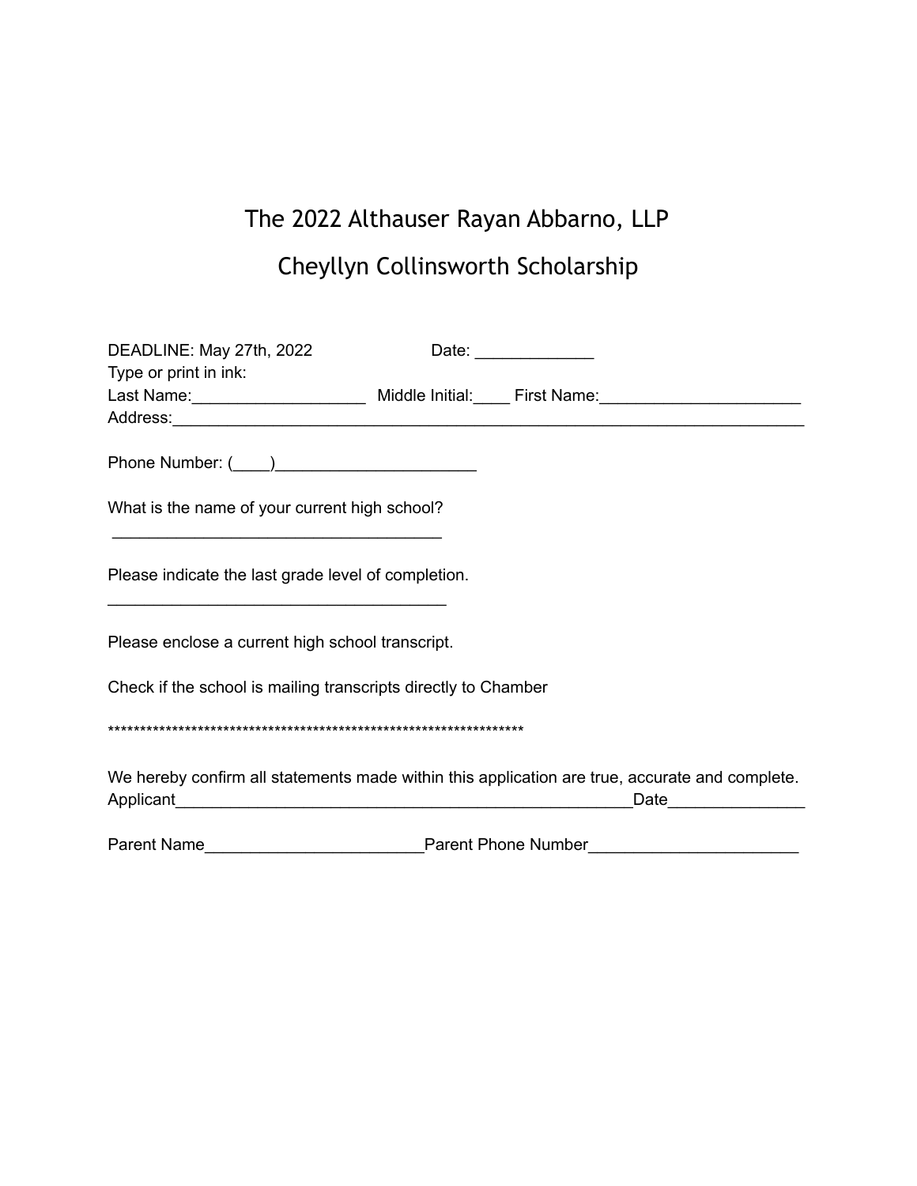# The 2022 Althauser Rayan Abbarno, LLP

# Cheyllyn Collinsworth Scholarship

DEADLINE: May 27th, 2022 Date: _____________

Type or print in ink:

Last Name:___________________ Middle Initial:____ First Name:______________________

Address:_________________________________________________________________________

Phone Number: (____)______________________

What is the name of your current high school?

____________________________________

Please indicate the last grade level of completion.

_____________________________________

Please enclose a current high school transcript.

Check if the school is mailing transcripts directly to Chamber

*****************************************************************

We hereby confirm all statements made within this application are true, accurate and complete.

Applicant_____________________________________________________Date_______________

Parent Name________________________Parent Phone Number______________________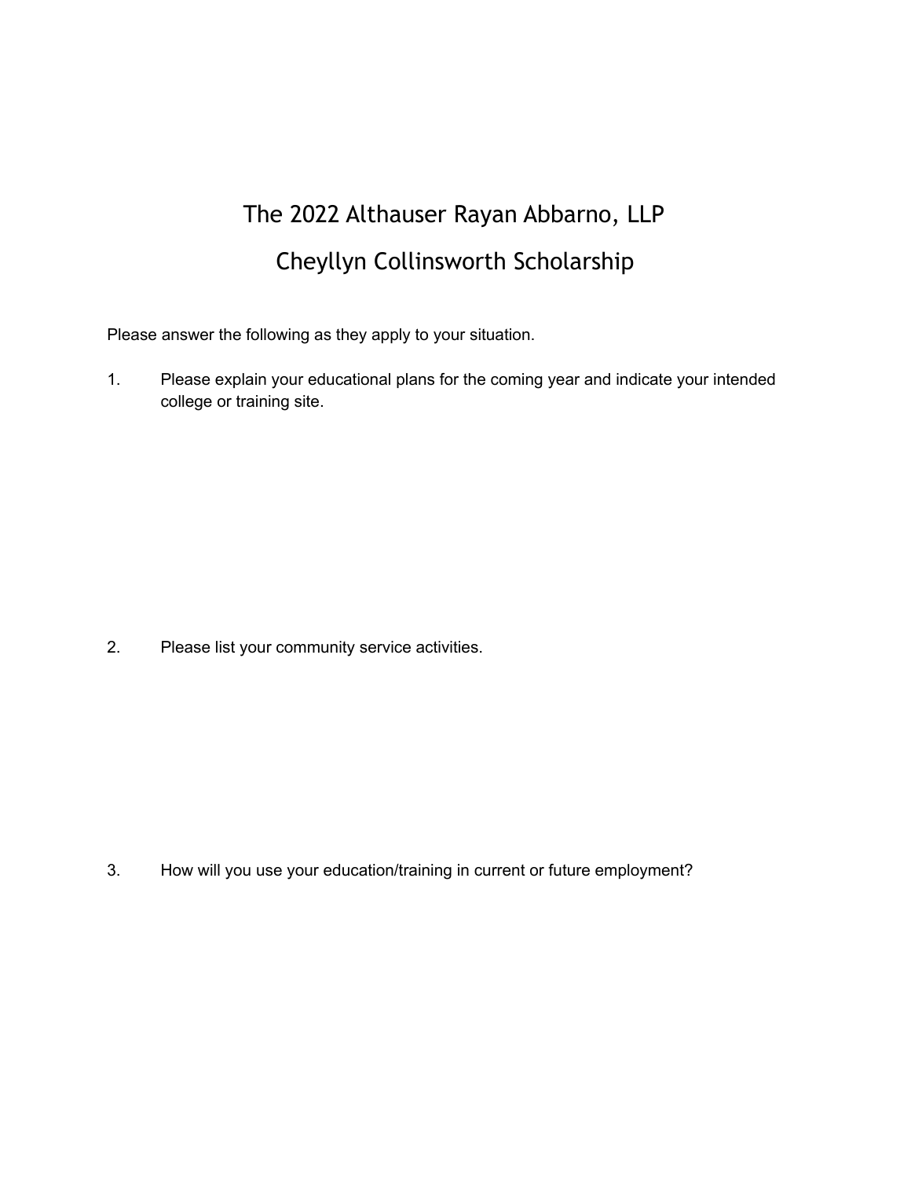# The 2022 Althauser Rayan Abbarno, LLP

# Cheyllyn Collinsworth Scholarship

Please answer the following as they apply to your situation.

1. Please explain your educational plans for the coming year and indicate your intended college or training site.

2. Please list your community service activities.

3. How will you use your education/training in current or future employment?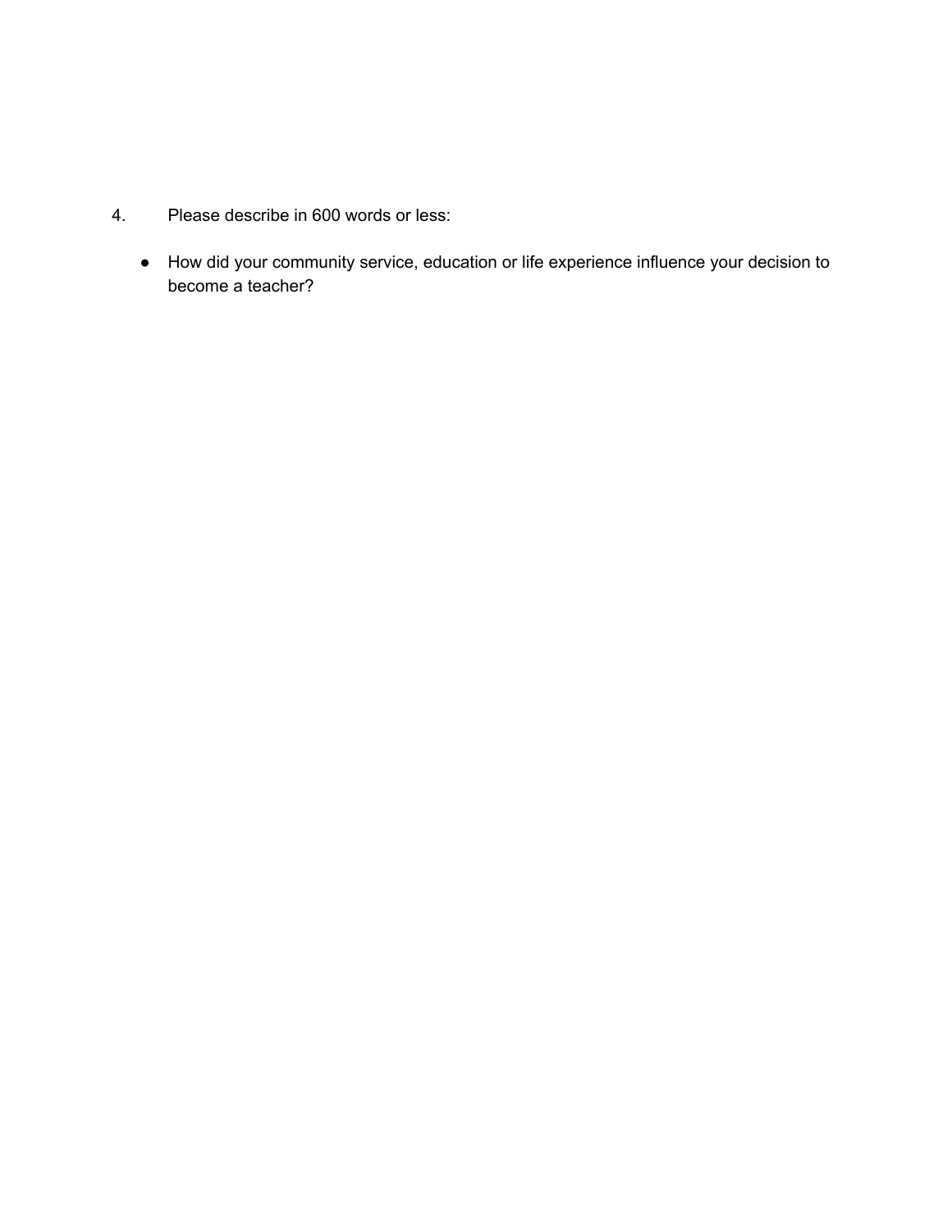4. Please describe in 600 words or less:

    - How did your community service, education or life experience influence your decision to become a teacher?